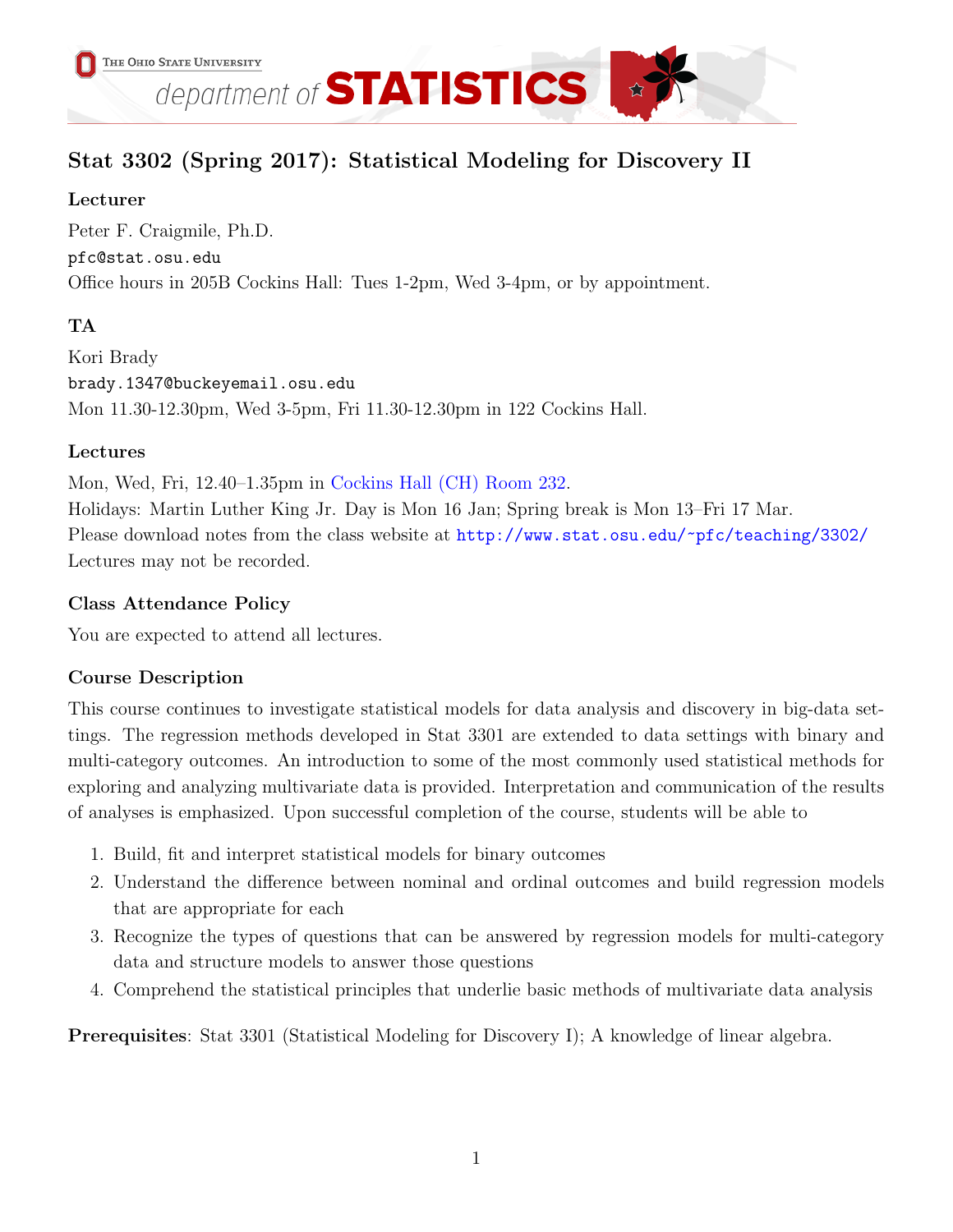# Stat 3302 (Spring 2017): Statistical Modeling for Discovery II

### Lecturer

Peter F. Craigmile, Ph.D.
pfc@stat.osu.edu
Office hours in 205B Cockins Hall: Tues 1-2pm, Wed 3-4pm, or by appointment.

### TA

Kori Brady
brady.1347@buckeyemail.osu.edu
Mon 11.30-12.30pm, Wed 3-5pm, Fri 11.30-12.30pm in 122 Cockins Hall.

### Lectures

Mon, Wed, Fri, 12.40–1.35pm in Cockins Hall (CH) Room 232.
Holidays: Martin Luther King Jr. Day is Mon 16 Jan; Spring break is Mon 13–Fri 17 Mar.
Please download notes from the class website at http://www.stat.osu.edu/~pfc/teaching/3302/
Lectures may not be recorded.

### Class Attendance Policy

You are expected to attend all lectures.

### Course Description

This course continues to investigate statistical models for data analysis and discovery in big-data settings. The regression methods developed in Stat 3301 are extended to data settings with binary and multi-category outcomes. An introduction to some of the most commonly used statistical methods for exploring and analyzing multivariate data is provided. Interpretation and communication of the results of analyses is emphasized. Upon successful completion of the course, students will be able to

1. Build, fit and interpret statistical models for binary outcomes
2. Understand the difference between nominal and ordinal outcomes and build regression models that are appropriate for each
3. Recognize the types of questions that can be answered by regression models for multi-category data and structure models to answer those questions
4. Comprehend the statistical principles that underlie basic methods of multivariate data analysis

**Prerequisites**: Stat 3301 (Statistical Modeling for Discovery I); A knowledge of linear algebra.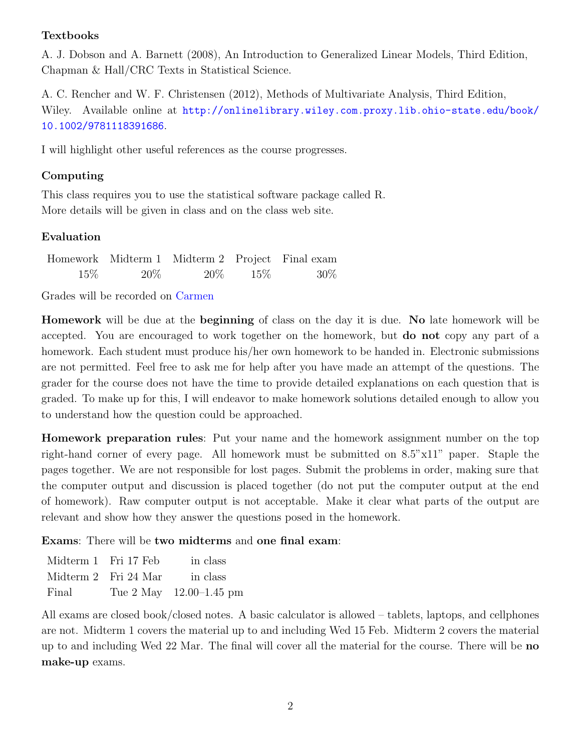### Textbooks

A. J. Dobson and A. Barnett (2008), An Introduction to Generalized Linear Models, Third Edition, Chapman & Hall/CRC Texts in Statistical Science.

A. C. Rencher and W. F. Christensen (2012), Methods of Multivariate Analysis, Third Edition, Wiley. Available online at http://onlinelibrary.wiley.com.proxy.lib.ohio-state.edu/book/10.1002/9781118391686.

I will highlight other useful references as the course progresses.

### Computing

This class requires you to use the statistical software package called R.
More details will be given in class and on the class web site.

### Evaluation

| Homework | Midterm 1 | Midterm 2 | Project | Final exam |
|---|---|---|---|---|
| 15% | 20% | 20% | 15% | 30% |

Grades will be recorded on Carmen

**Homework** will be due at the **beginning** of class on the day it is due. **No** late homework will be accepted. You are encouraged to work together on the homework, but **do not** copy any part of a homework. Each student must produce his/her own homework to be handed in. Electronic submissions are not permitted. Feel free to ask me for help after you have made an attempt of the questions. The grader for the course does not have the time to provide detailed explanations on each question that is graded. To make up for this, I will endeavor to make homework solutions detailed enough to allow you to understand how the question could be approached.

**Homework preparation rules**: Put your name and the homework assignment number on the top right-hand corner of every page. All homework must be submitted on 8.5"x11" paper. Staple the pages together. We are not responsible for lost pages. Submit the problems in order, making sure that the computer output and discussion is placed together (do not put the computer output at the end of homework). Raw computer output is not acceptable. Make it clear what parts of the output are relevant and show how they answer the questions posed in the homework.

**Exams**: There will be **two midterms** and **one final exam**:

| | | |
|---|---|---|
| Midterm 1 | Fri 17 Feb | in class |
| Midterm 2 | Fri 24 Mar | in class |
| Final | Tue 2 May | 12.00–1.45 pm |

All exams are closed book/closed notes. A basic calculator is allowed – tablets, laptops, and cellphones are not. Midterm 1 covers the material up to and including Wed 15 Feb. Midterm 2 covers the material up to and including Wed 22 Mar. The final will cover all the material for the course. There will be **no make-up** exams.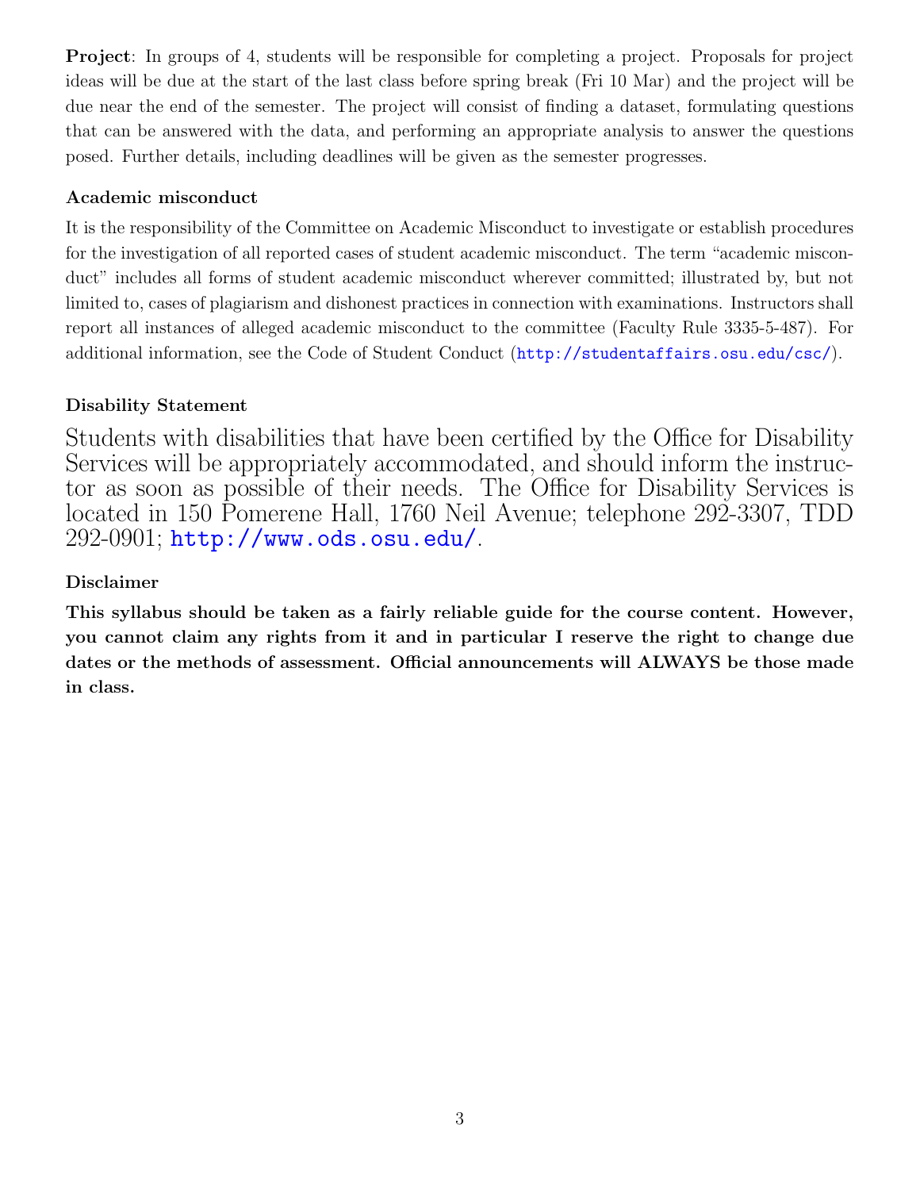**Project**: In groups of 4, students will be responsible for completing a project. Proposals for project ideas will be due at the start of the last class before spring break (Fri 10 Mar) and the project will be due near the end of the semester. The project will consist of finding a dataset, formulating questions that can be answered with the data, and performing an appropriate analysis to answer the questions posed. Further details, including deadlines will be given as the semester progresses.

### Academic misconduct

It is the responsibility of the Committee on Academic Misconduct to investigate or establish procedures for the investigation of all reported cases of student academic misconduct. The term "academic misconduct" includes all forms of student academic misconduct wherever committed; illustrated by, but not limited to, cases of plagiarism and dishonest practices in connection with examinations. Instructors shall report all instances of alleged academic misconduct to the committee (Faculty Rule 3335-5-487). For additional information, see the Code of Student Conduct (http://studentaffairs.osu.edu/csc/).

### Disability Statement

Students with disabilities that have been certified by the Office for Disability Services will be appropriately accommodated, and should inform the instructor as soon as possible of their needs. The Office for Disability Services is located in 150 Pomerene Hall, 1760 Neil Avenue; telephone 292-3307, TDD 292-0901; http://www.ods.osu.edu/.

### Disclaimer

**This syllabus should be taken as a fairly reliable guide for the course content. However, you cannot claim any rights from it and in particular I reserve the right to change due dates or the methods of assessment. Official announcements will ALWAYS be those made in class.**